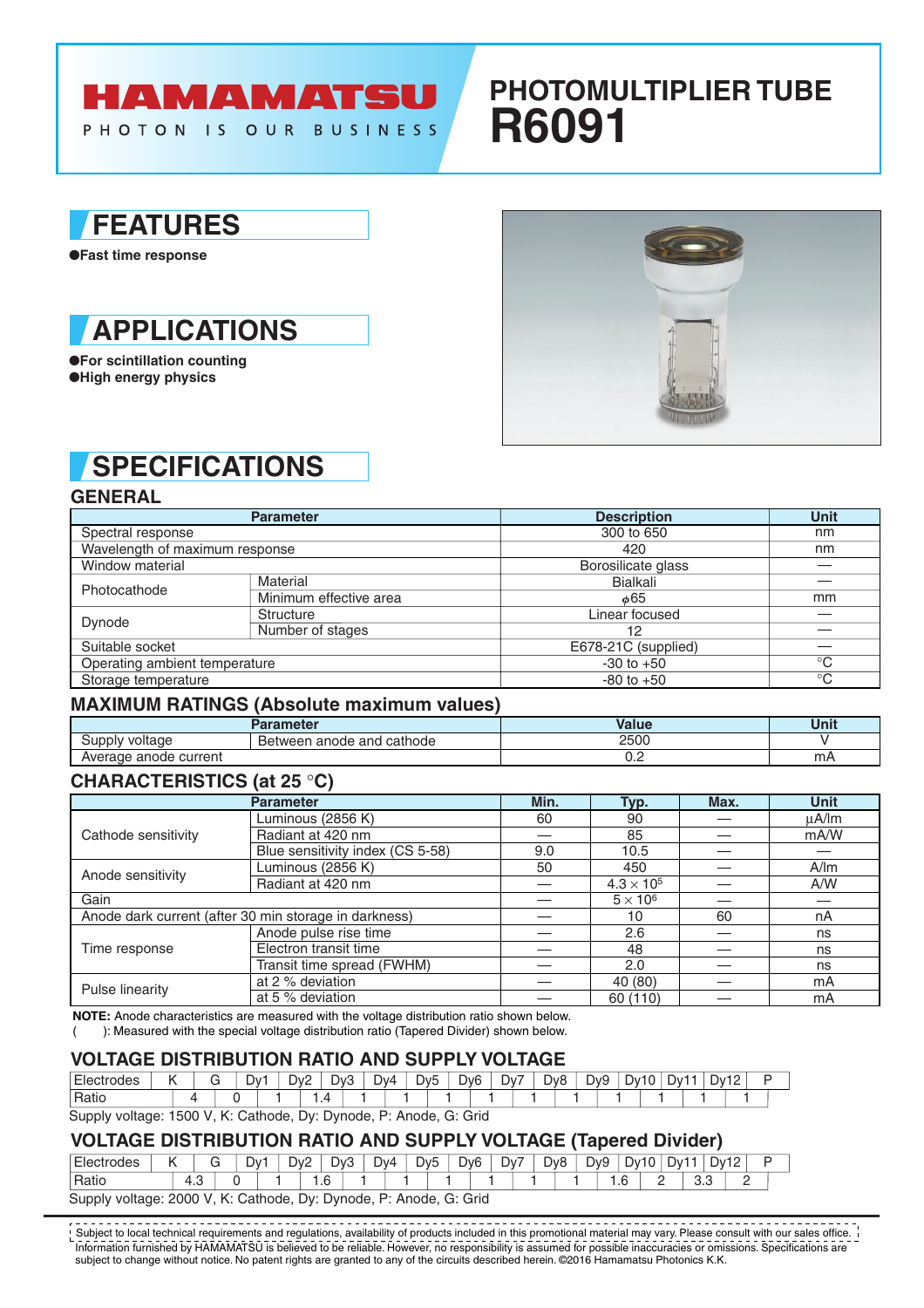# HAMAMATSU

PHOTON IS OUR BUSINESS

# PHOTOMULTIPLIER TUBE R6091

## FEATURES

- Fast time response

## APPLICATIONS

- For scintillation counting
- High energy physics

## SPECIFICATIONS

### GENERAL

| Parameter | | Description | Unit |
|---|---|---|---|
| Spectral response | | 300 to 650 | nm |
| Wavelength of maximum response | | 420 | nm |
| Window material | | Borosilicate glass | — |
| Photocathode | Material | Bialkali | — |
| | Minimum effective area | $\phi$65 | mm |
| Dynode | Structure | Linear focused | — |
| | Number of stages | 12 | — |
| Suitable socket | | E678-21C (supplied) | — |
| Operating ambient temperature | | -30 to +50 | °C |
| Storage temperature | | -80 to +50 | °C |

### MAXIMUM RATINGS (Absolute maximum values)

| Parameter | | Value | Unit |
|---|---|---|---|
| Supply voltage | Between anode and cathode | 2500 | V |
| Average anode current | | 0.2 | mA |

### CHARACTERISTICS (at 25 °C)

| Parameter | | Min. | Typ. | Max. | Unit |
|---|---|---|---|---|---|
| Cathode sensitivity | Luminous (2856 K) | 60 | 90 | — | µA/lm |
| | Radiant at 420 nm | — | 85 | — | mA/W |
| | Blue sensitivity index (CS 5-58) | 9.0 | 10.5 | — | — |
| Anode sensitivity | Luminous (2856 K) | 50 | 450 | — | A/lm |
| | Radiant at 420 nm | — | $4.3 \times 10^5$ | — | A/W |
| Gain | | — | $5 \times 10^6$ | — | — |
| Anode dark current (after 30 min storage in darkness) | | — | 10 | 60 | nA |
| Time response | Anode pulse rise time | — | 2.6 | — | ns |
| | Electron transit time | — | 48 | — | ns |
| | Transit time spread (FWHM) | — | 2.0 | — | ns |
| Pulse linearity | at 2 % deviation | — | 40 (80) | — | mA |
| | at 5 % deviation | — | 60 (110) | — | mA |

**NOTE:** Anode characteristics are measured with the voltage distribution ratio shown below.
( ): Measured with the special voltage distribution ratio (Tapered Divider) shown below.

### VOLTAGE DISTRIBUTION RATIO AND SUPPLY VOLTAGE

| Electrodes | K | G | Dy1 | Dy2 | Dy3 | Dy4 | Dy5 | Dy6 | Dy7 | Dy8 | Dy9 | Dy10 | Dy11 | Dy12 | P |
|---|---|---|---|---|---|---|---|---|---|---|---|---|---|---|---|
| Ratio | 4 | 0 | 1 | 1.4 | 1 | 1 | 1 | 1 | 1 | 1 | 1 | 1 | 1 | 1 | |

Supply voltage: 1500 V, K: Cathode, Dy: Dynode, P: Anode, G: Grid

### VOLTAGE DISTRIBUTION RATIO AND SUPPLY VOLTAGE (Tapered Divider)

| Electrodes | K | G | Dy1 | Dy2 | Dy3 | Dy4 | Dy5 | Dy6 | Dy7 | Dy8 | Dy9 | Dy10 | Dy11 | Dy12 | P |
|---|---|---|---|---|---|---|---|---|---|---|---|---|---|---|---|
| Ratio | 4.3 | 0 | 1 | 1.6 | 1 | 1 | 1 | 1 | 1 | 1 | 1.6 | 2 | 3.3 | 2 | |

Supply voltage: 2000 V, K: Cathode, Dy: Dynode, P: Anode, G: Grid

Subject to local technical requirements and regulations, availability of products included in this promotional material may vary. Please consult with our sales office.
Information furnished by HAMAMATSU is believed to be reliable. However, no responsibility is assumed for possible inaccuracies or omissions. Specifications are subject to change without notice. No patent rights are granted to any of the circuits described herein. ©2016 Hamamatsu Photonics K.K.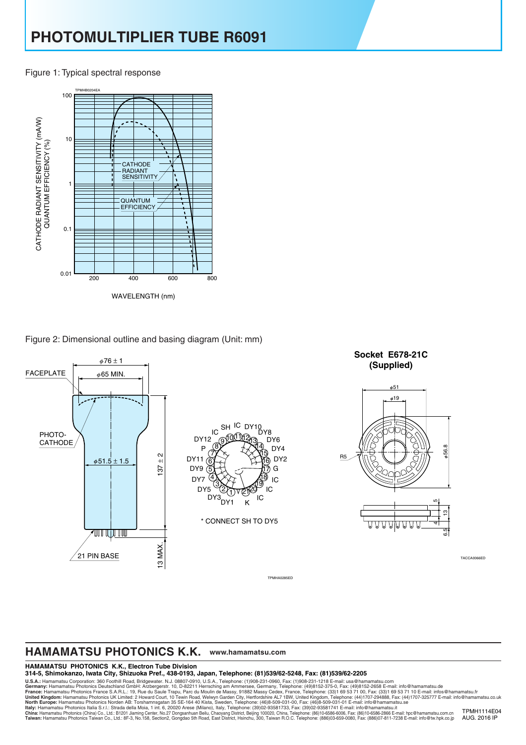# PHOTOMULTIPLIER TUBE R6091

Figure 1: Typical spectral response

TPMHB0204EA

CATHODE RADIANT SENSITIVITY (mA/W)
QUANTUM EFFICIENCY (%)

100
10
1
0.1
0.01

200
400
600
800

WAVELENGTH (nm)

CATHODE RADIANT SENSITIVITY

QUANTUM EFFICIENCY

Figure 2: Dimensional outline and basing diagram (Unit: mm)

FACEPLATE

φ76 ± 1

φ65 MIN.

PHOTO-CATHODE

φ51.5 ± 1.5

137 ± 2

21 PIN BASE

13 MAX.

SH IC DY10 IC DY8 DY12 DY6 P DY4 DY11 DY2 DY9 G DY7 IC DY5 IC DY3 DY1 K IC

\* CONNECT SH TO DY5

TPMHA0285ED

**Socket E678-21C (Supplied)**

φ51

φ19

R5

φ56.8

5

13

4

6.5

TACCA0066ED

## HAMAMATSU PHOTONICS K.K. www.hamamatsu.com

**HAMAMATSU PHOTONICS K.K., Electron Tube Division**
**314-5, Shimokanzo, Iwata City, Shizuoka Pref., 438-0193, Japan, Telephone: (81)539/62-5248, Fax: (81)539/62-2205**

**U.S.A.:** Hamamatsu Corporation: 360 Foothill Road, Bridgewater. N.J. 08807-0910, U.S.A., Telephone: (1)908-231-0960, Fax: (1)908-231-1218 E-mail: usa@hamamatsu.com
**Germany:** Hamamatsu Photonics Deutschland GmbH: Arzbergerstr. 10, D-82211 Herrsching am Ammersee, Germany, Telephone: (49)8152-375-0, Fax: (49)8152-2658 E-mail: info@hamamatsu.de
**France:** Hamamatsu Photonics France S.A.R.L.: 19, Rue du Saule Trapu, Parc du Moulin de Massy, 91882 Massy Cedex, France, Telephone: (33)1 69 53 71 00, Fax: (33)1 69 53 71 10 E-mail: infos@hamamatsu.fr
**United Kingdom:** Hamamatsu Photonics UK Limited: 2 Howard Court, 10 Tewin Road, Welwyn Garden City, Hertfordshire AL7 1BW, United Kingdom, Telephone: (44)1707-294888, Fax: (44)1707-325777 E-mail: info@hamamatsu.co.uk
**North Europe:** Hamamatsu Photonics Norden AB: Torshamnsgatan 35 SE-164 40 Kista, Sweden, Telephone: (46)8-509-031-00, Fax: (46)8-509-031-01 E-mail: info@hamamatsu.se
**Italy:** Hamamatsu Photonics Italia S.r.l.: Strada della Moia, 1 int. 6, 20020 Arese (Milano), Italy, Telephone: (39)02-93581733, Fax: (39)02-93581741 E-mail: info@hamamatsu.it
**China:** Hamamatsu Photonics (China) Co., Ltd.: B1201 Jiaming Center, No.27 Dongsanhuan Beilu, Chaoyang District, Beijing 100020, China, Telephone: (86)10-6586-6006, Fax: (86)10-6586-2866 E-mail: hpc@hamamatsu.com.cn
**Taiwan:** Hamamatsu Photonics Taiwan Co., Ltd.: 8F-3, No.158, Section2, Gongdao 5th Road, East District, Hsinchu, 300, Taiwan R.O.C. Telephone: (886)03-659-0080, Fax: (886)07-811-7238 E-mail: info@tw.hpk.co.jp

TPMH1114E04
AUG. 2016 IP